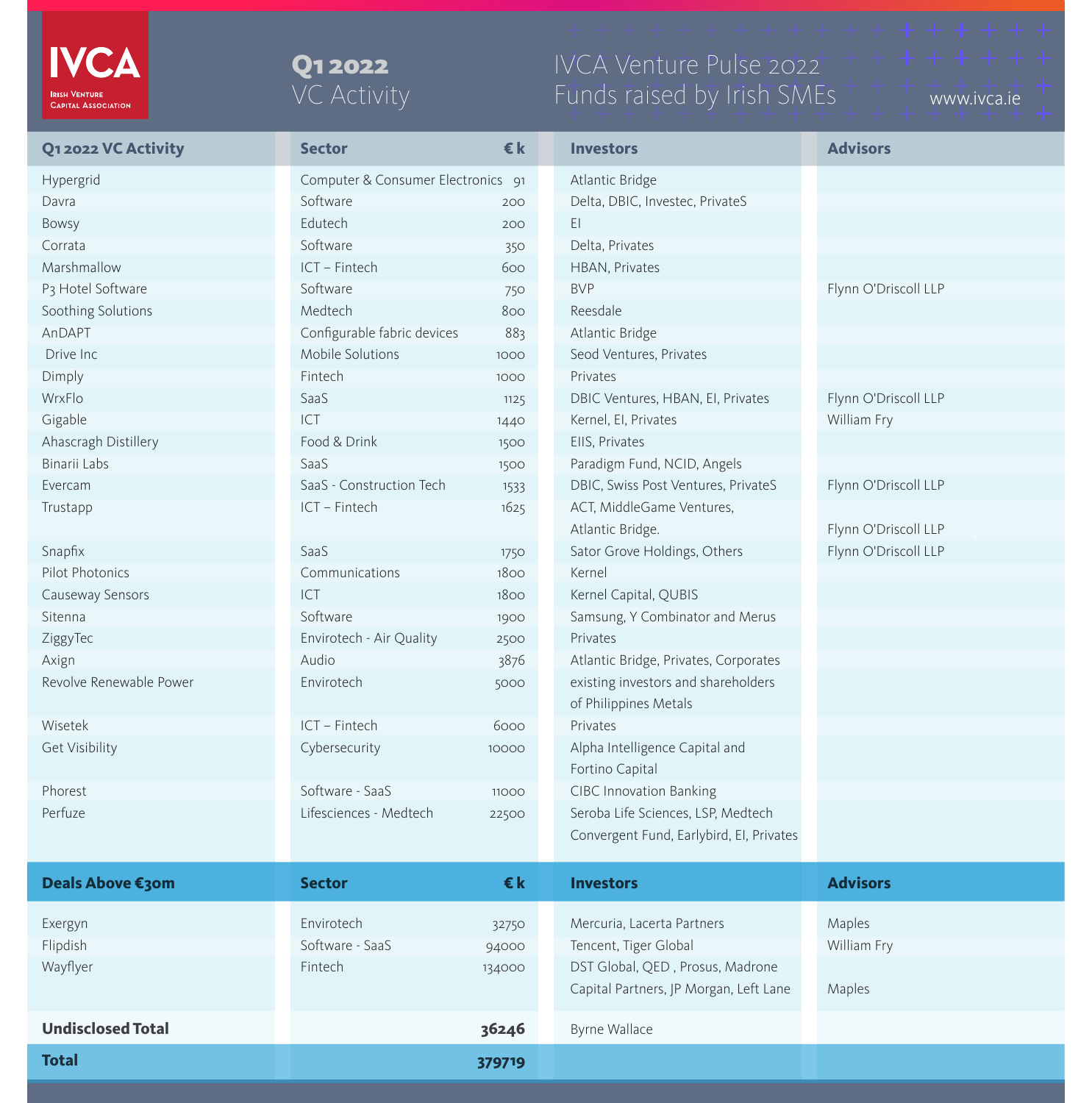# IVCA

Irish Venture Capital Association

**Q1 2022**
VC Activity

IVCA Venture Pulse 2022
Funds raised by Irish SMEs

www.ivca.ie

| Q1 2022 VC Activity | Sector | € k | Investors | Advisors |
|---|---|---|---|---|
| Hypergrid | Computer & Consumer Electronics | 91 | Atlantic Bridge | |
| Davra | Software | 200 | Delta, DBIC, Investec, PrivateS | |
| Bowsy | Edutech | 200 | EI | |
| Corrata | Software | 350 | Delta, Privates | |
| Marshmallow | ICT – Fintech | 600 | HBAN, Privates | |
| P3 Hotel Software | Software | 750 | BVP | Flynn O'Driscoll LLP |
| Soothing Solutions | Medtech | 800 | Reesdale | |
| AnDAPT | Configurable fabric devices | 883 | Atlantic Bridge | |
| Drive Inc | Mobile Solutions | 1000 | Seod Ventures, Privates | |
| Dimply | Fintech | 1000 | Privates | |
| WrxFlo | SaaS | 1125 | DBIC Ventures, HBAN, EI, Privates | Flynn O'Driscoll LLP |
| Gigable | ICT | 1440 | Kernel, EI, Privates | William Fry |
| Ahascragh Distillery | Food & Drink | 1500 | EIIS, Privates | |
| Binarii Labs | SaaS | 1500 | Paradigm Fund, NCID, Angels | |
| Evercam | SaaS - Construction Tech | 1533 | DBIC, Swiss Post Ventures, PrivateS | Flynn O'Driscoll LLP |
| Trustapp | ICT – Fintech | 1625 | ACT, MiddleGame Ventures, Atlantic Bridge. | Flynn O'Driscoll LLP |
| Snapfix | SaaS | 1750 | Sator Grove Holdings, Others | Flynn O'Driscoll LLP |
| Pilot Photonics | Communications | 1800 | Kernel | |
| Causeway Sensors | ICT | 1800 | Kernel Capital, QUBIS | |
| Sitenna | Software | 1900 | Samsung, Y Combinator and Merus | |
| ZiggyTec | Envirotech - Air Quality | 2500 | Privates | |
| Axign | Audio | 3876 | Atlantic Bridge, Privates, Corporates | |
| Revolve Renewable Power | Envirotech | 5000 | existing investors and shareholders of Philippines Metals | |
| Wisetek | ICT – Fintech | 6000 | Privates | |
| Get Visibility | Cybersecurity | 10000 | Alpha Intelligence Capital and Fortino Capital | |
| Phorest | Software - SaaS | 11000 | CIBC Innovation Banking | |
| Perfuze | Lifesciences - Medtech | 22500 | Seroba Life Sciences, LSP, Medtech Convergent Fund, Earlybird, EI, Privates | |
| **Deals Above €30m** | **Sector** | **€ k** | **Investors** | **Advisors** |
| Exergyn | Envirotech | 32750 | Mercuria, Lacerta Partners | Maples |
| Flipdish | Software - SaaS | 94000 | Tencent, Tiger Global | William Fry |
| Wayflyer | Fintech | 134000 | DST Global, QED , Prosus, Madrone Capital Partners, JP Morgan, Left Lane | Maples |
| **Undisclosed Total** | | **36246** | Byrne Wallace | |
| **Total** | | **379719** | | |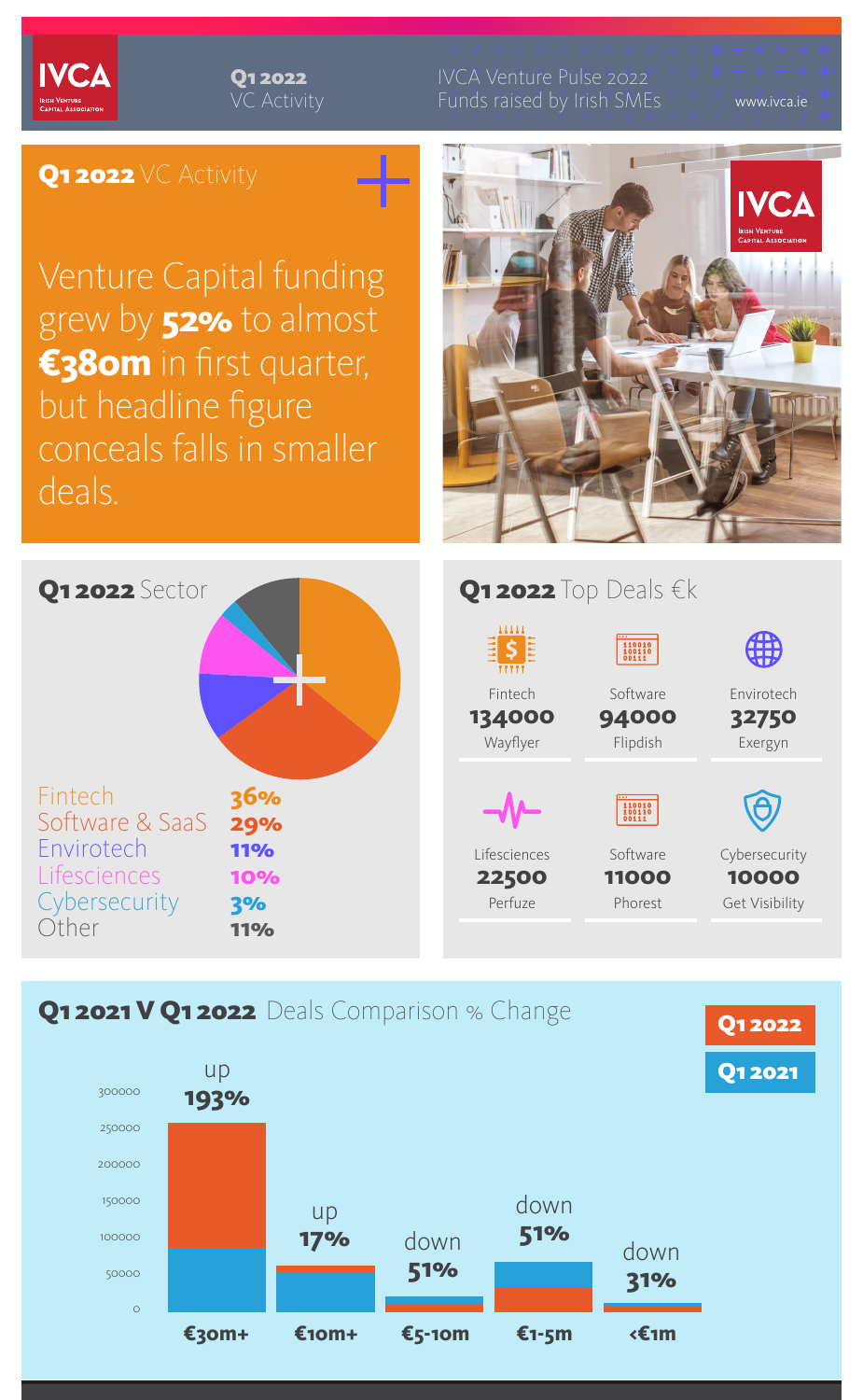IVCA
Irish Venture Capital Association

**Q1 2022** VC Activity

IVCA Venture Pulse 2022
Funds raised by Irish SMEs

www.ivca.ie

## Q1 2022 VC Activity

Venture Capital funding grew by **52%** to almost **€380m** in first quarter, but headline figure conceals falls in smaller deals.

## Q1 2022 Sector

Fintech 36%
Software & SaaS 29%
Envirotech 11%
Lifesciences 10%
Cybersecurity 3%
Other 11%

## Q1 2022 Top Deals €k

Fintech
**134000**
Wayflyer

Software
**94000**
Flipdish

Envirotech
**32750**
Exergyn

Lifesciences
**22500**
Perfuze

Software
**11000**
Phorest

Cybersecurity
**10000**
Get Visibility

## Q1 2021 V Q1 2022 Deals Comparison % Change

Q1 2022
Q1 2021

300000
250000
200000
150000
100000
50000
0

up **193%** — €30m+
up **17%** — €10m+
down **51%** — €5-10m
down **51%** — €1-5m
down **31%** — <€1m